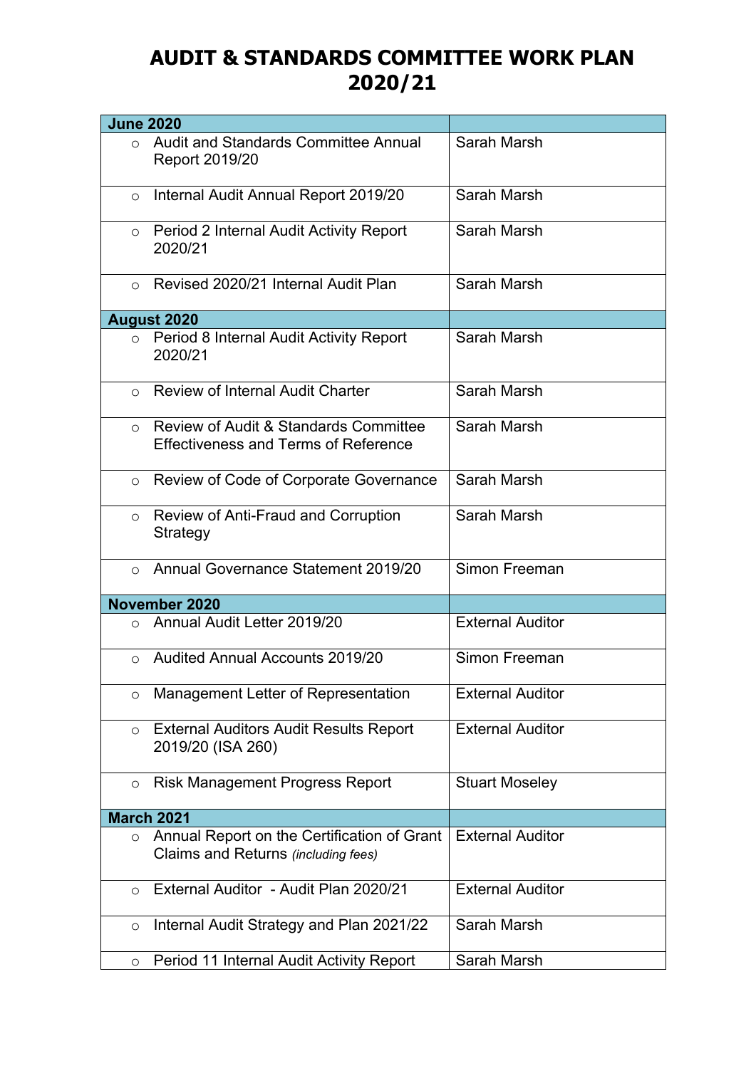# AUDIT & STANDARDS COMMITTEE WORK PLAN 2020/21

| June 2020 | |
|---|---|
| ○ Audit and Standards Committee Annual Report 2019/20 | Sarah Marsh |
| ○ Internal Audit Annual Report 2019/20 | Sarah Marsh |
| ○ Period 2 Internal Audit Activity Report 2020/21 | Sarah Marsh |
| ○ Revised 2020/21 Internal Audit Plan | Sarah Marsh |
| **August 2020** | |
| ○ Period 8 Internal Audit Activity Report 2020/21 | Sarah Marsh |
| ○ Review of Internal Audit Charter | Sarah Marsh |
| ○ Review of Audit & Standards Committee Effectiveness and Terms of Reference | Sarah Marsh |
| ○ Review of Code of Corporate Governance | Sarah Marsh |
| ○ Review of Anti-Fraud and Corruption Strategy | Sarah Marsh |
| ○ Annual Governance Statement 2019/20 | Simon Freeman |
| **November 2020** | |
| ○ Annual Audit Letter 2019/20 | External Auditor |
| ○ Audited Annual Accounts 2019/20 | Simon Freeman |
| ○ Management Letter of Representation | External Auditor |
| ○ External Auditors Audit Results Report 2019/20 (ISA 260) | External Auditor |
| ○ Risk Management Progress Report | Stuart Moseley |
| **March 2021** | |
| ○ Annual Report on the Certification of Grant Claims and Returns *(including fees)* | External Auditor |
| ○ External Auditor - Audit Plan 2020/21 | External Auditor |
| ○ Internal Audit Strategy and Plan 2021/22 | Sarah Marsh |
| ○ Period 11 Internal Audit Activity Report | Sarah Marsh |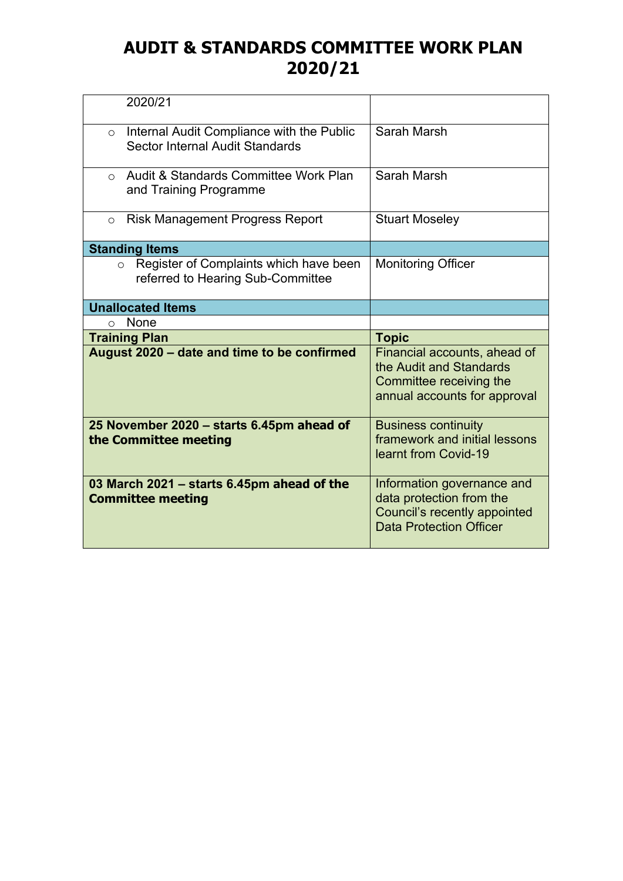# AUDIT & STANDARDS COMMITTEE WORK PLAN 2020/21

| | |
|---|---|
| 2020/21 | |
| ○ Internal Audit Compliance with the Public Sector Internal Audit Standards | Sarah Marsh |
| ○ Audit & Standards Committee Work Plan and Training Programme | Sarah Marsh |
| ○ Risk Management Progress Report | Stuart Moseley |
| **Standing Items** | |
| ○ Register of Complaints which have been referred to Hearing Sub-Committee | Monitoring Officer |
| **Unallocated Items** | |
| ○ None | |
| **Training Plan** | **Topic** |
| **August 2020 – date and time to be confirmed** | Financial accounts, ahead of the Audit and Standards Committee receiving the annual accounts for approval |
| **25 November 2020 – starts 6.45pm ahead of the Committee meeting** | Business continuity framework and initial lessons learnt from Covid-19 |
| **03 March 2021 – starts 6.45pm ahead of the Committee meeting** | Information governance and data protection from the Council's recently appointed Data Protection Officer |